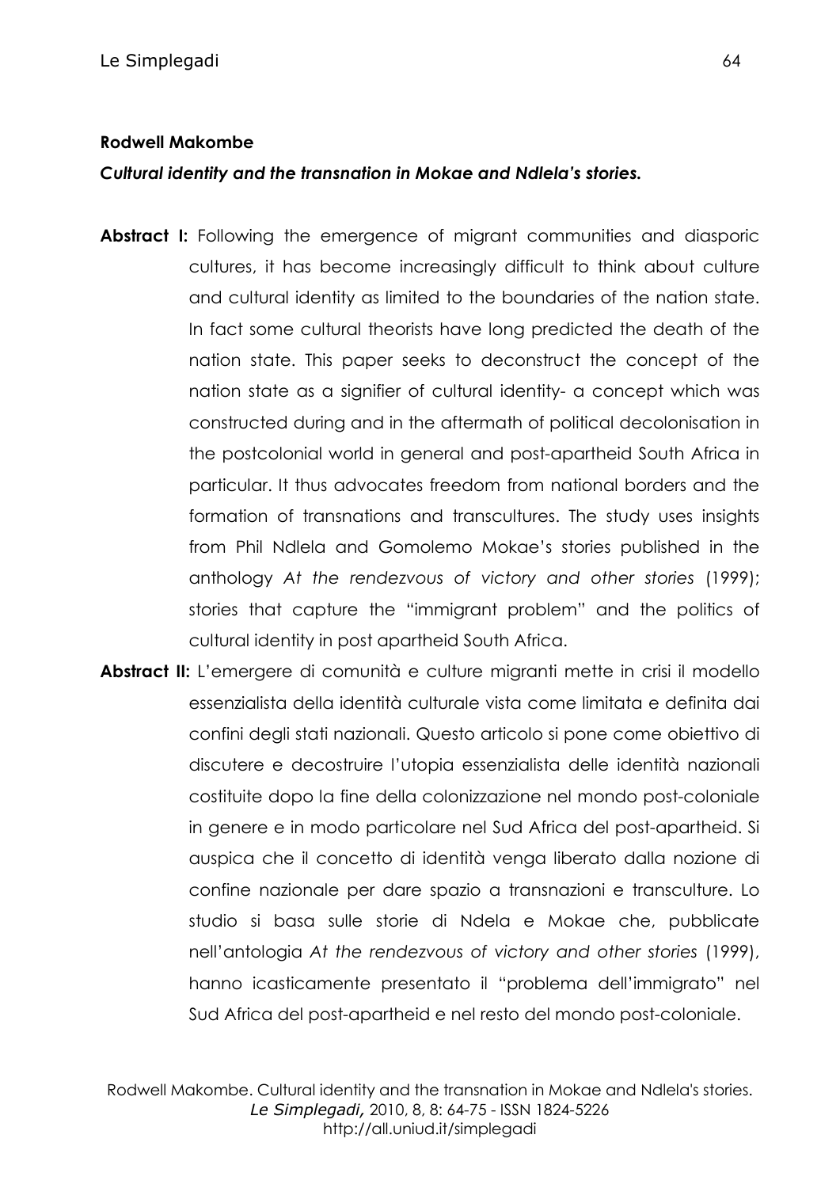**Rodwell Makombe**

***Cultural identity and the transnation in Mokae and Ndlela's stories.***

**Abstract I:** Following the emergence of migrant communities and diasporic cultures, it has become increasingly difficult to think about culture and cultural identity as limited to the boundaries of the nation state. In fact some cultural theorists have long predicted the death of the nation state. This paper seeks to deconstruct the concept of the nation state as a signifier of cultural identity- a concept which was constructed during and in the aftermath of political decolonisation in the postcolonial world in general and post-apartheid South Africa in particular. It thus advocates freedom from national borders and the formation of transnations and transcultures. The study uses insights from Phil Ndlela and Gomolemo Mokae's stories published in the anthology *At the rendezvous of victory and other stories* (1999); stories that capture the "immigrant problem" and the politics of cultural identity in post apartheid South Africa.

**Abstract II:** L'emergere di comunità e culture migranti mette in crisi il modello essenzialista della identità culturale vista come limitata e definita dai confini degli stati nazionali. Questo articolo si pone come obiettivo di discutere e decostruire l'utopia essenzialista delle identità nazionali costituite dopo la fine della colonizzazione nel mondo post-coloniale in genere e in modo particolare nel Sud Africa del post-apartheid. Si auspica che il concetto di identità venga liberato dalla nozione di confine nazionale per dare spazio a transnazioni e transculture. Lo studio si basa sulle storie di Ndela e Mokae che, pubblicate nell'antologia *At the rendezvous of victory and other stories* (1999), hanno icasticamente presentato il "problema dell'immigrato" nel Sud Africa del post-apartheid e nel resto del mondo post-coloniale.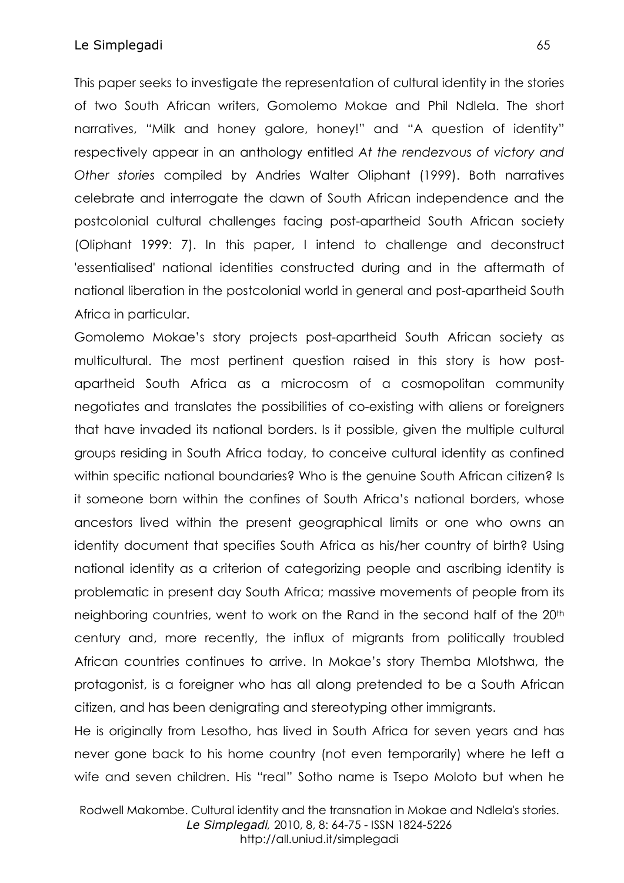This paper seeks to investigate the representation of cultural identity in the stories of two South African writers, Gomolemo Mokae and Phil Ndlela. The short narratives, "Milk and honey galore, honey!" and "A question of identity" respectively appear in an anthology entitled *At the rendezvous of victory and Other stories* compiled by Andries Walter Oliphant (1999). Both narratives celebrate and interrogate the dawn of South African independence and the postcolonial cultural challenges facing post-apartheid South African society (Oliphant 1999: 7). In this paper, I intend to challenge and deconstruct 'essentialised' national identities constructed during and in the aftermath of national liberation in the postcolonial world in general and post-apartheid South Africa in particular.

Gomolemo Mokae's story projects post-apartheid South African society as multicultural. The most pertinent question raised in this story is how post-apartheid South Africa as a microcosm of a cosmopolitan community negotiates and translates the possibilities of co-existing with aliens or foreigners that have invaded its national borders. Is it possible, given the multiple cultural groups residing in South Africa today, to conceive cultural identity as confined within specific national boundaries? Who is the genuine South African citizen? Is it someone born within the confines of South Africa's national borders, whose ancestors lived within the present geographical limits or one who owns an identity document that specifies South Africa as his/her country of birth? Using national identity as a criterion of categorizing people and ascribing identity is problematic in present day South Africa; massive movements of people from its neighboring countries, went to work on the Rand in the second half of the 20th century and, more recently, the influx of migrants from politically troubled African countries continues to arrive. In Mokae's story Themba Mlotshwa, the protagonist, is a foreigner who has all along pretended to be a South African citizen, and has been denigrating and stereotyping other immigrants.

He is originally from Lesotho, has lived in South Africa for seven years and has never gone back to his home country (not even temporarily) where he left a wife and seven children. His "real" Sotho name is Tsepo Moloto but when he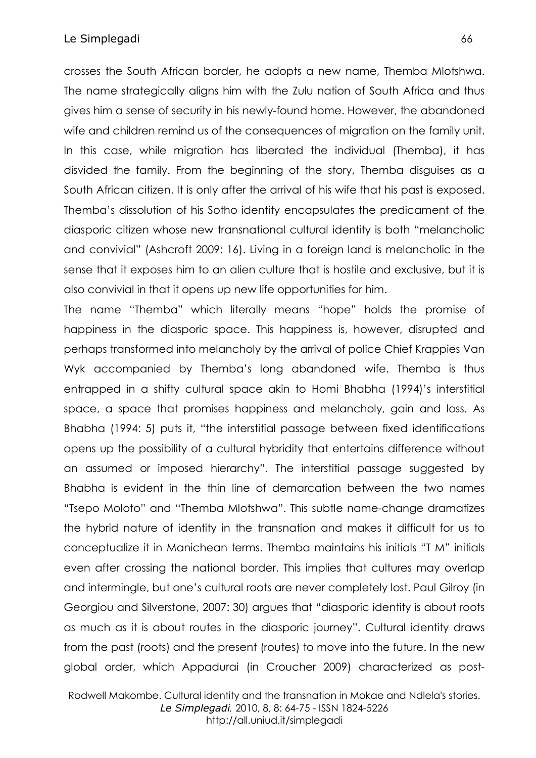crosses the South African border, he adopts a new name, Themba Mlotshwa. The name strategically aligns him with the Zulu nation of South Africa and thus gives him a sense of security in his newly-found home. However, the abandoned wife and children remind us of the consequences of migration on the family unit. In this case, while migration has liberated the individual (Themba), it has disvided the family. From the beginning of the story, Themba disguises as a South African citizen. It is only after the arrival of his wife that his past is exposed. Themba's dissolution of his Sotho identity encapsulates the predicament of the diasporic citizen whose new transnational cultural identity is both "melancholic and convivial" (Ashcroft 2009: 16). Living in a foreign land is melancholic in the sense that it exposes him to an alien culture that is hostile and exclusive, but it is also convivial in that it opens up new life opportunities for him.

The name "Themba" which literally means "hope" holds the promise of happiness in the diasporic space. This happiness is, however, disrupted and perhaps transformed into melancholy by the arrival of police Chief Krappies Van Wyk accompanied by Themba's long abandoned wife. Themba is thus entrapped in a shifty cultural space akin to Homi Bhabha (1994)'s interstitial space, a space that promises happiness and melancholy, gain and loss. As Bhabha (1994: 5) puts it, "the interstitial passage between fixed identifications opens up the possibility of a cultural hybridity that entertains difference without an assumed or imposed hierarchy". The interstitial passage suggested by Bhabha is evident in the thin line of demarcation between the two names "Tsepo Moloto" and "Themba Mlotshwa". This subtle name-change dramatizes the hybrid nature of identity in the transnation and makes it difficult for us to conceptualize it in Manichean terms. Themba maintains his initials "T M" initials even after crossing the national border. This implies that cultures may overlap and intermingle, but one's cultural roots are never completely lost. Paul Gilroy (in Georgiou and Silverstone, 2007: 30) argues that "diasporic identity is about roots as much as it is about routes in the diasporic journey". Cultural identity draws from the past (roots) and the present (routes) to move into the future. In the new global order, which Appadurai (in Croucher 2009) characterized as post-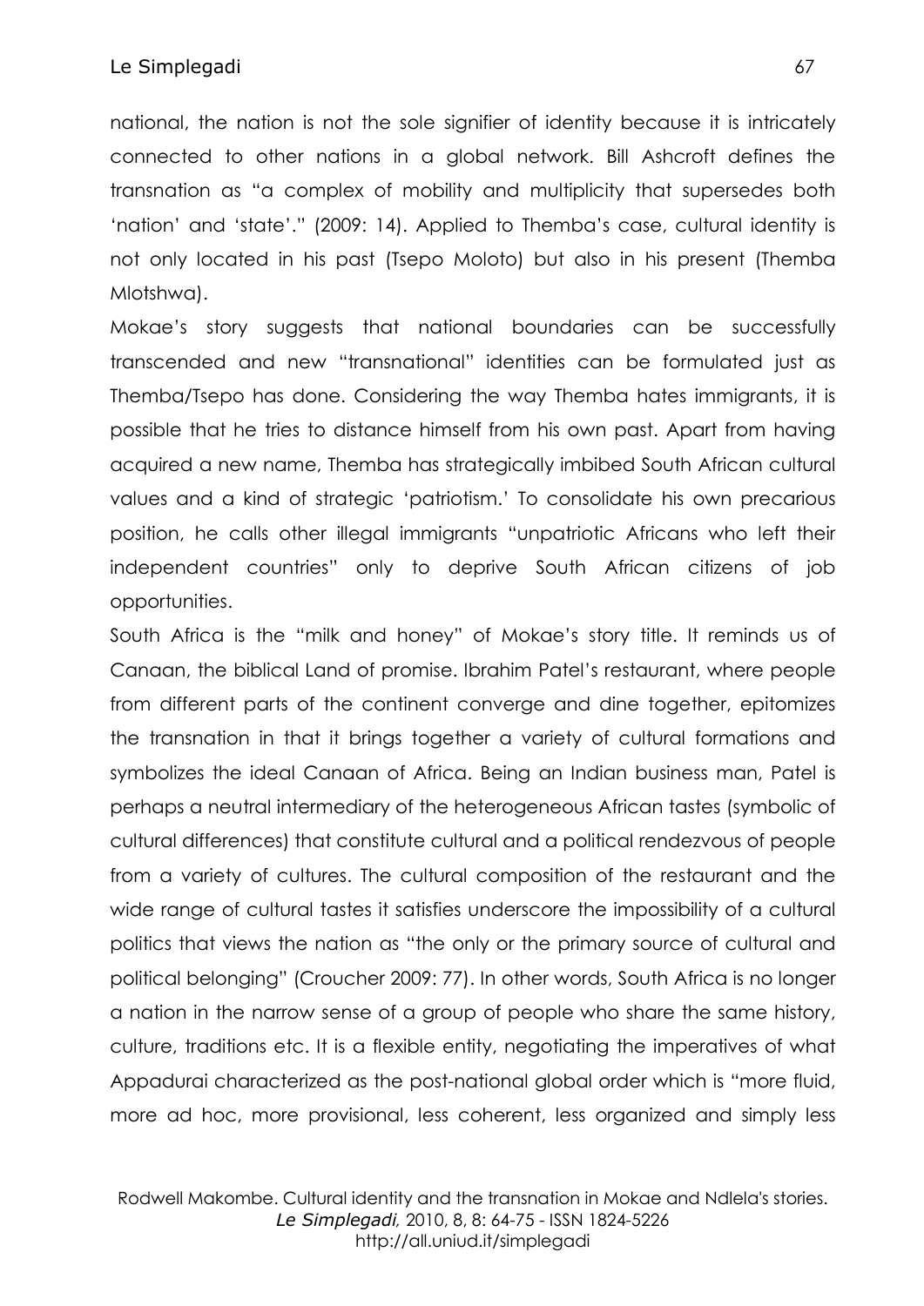national, the nation is not the sole signifier of identity because it is intricately connected to other nations in a global network. Bill Ashcroft defines the transnation as "a complex of mobility and multiplicity that supersedes both 'nation' and 'state'." (2009: 14). Applied to Themba's case, cultural identity is not only located in his past (Tsepo Moloto) but also in his present (Themba Mlotshwa).

Mokae's story suggests that national boundaries can be successfully transcended and new "transnational" identities can be formulated just as Themba/Tsepo has done. Considering the way Themba hates immigrants, it is possible that he tries to distance himself from his own past. Apart from having acquired a new name, Themba has strategically imbibed South African cultural values and a kind of strategic 'patriotism.' To consolidate his own precarious position, he calls other illegal immigrants "unpatriotic Africans who left their independent countries" only to deprive South African citizens of job opportunities.

South Africa is the "milk and honey" of Mokae's story title. It reminds us of Canaan, the biblical Land of promise. Ibrahim Patel's restaurant, where people from different parts of the continent converge and dine together, epitomizes the transnation in that it brings together a variety of cultural formations and symbolizes the ideal Canaan of Africa. Being an Indian business man, Patel is perhaps a neutral intermediary of the heterogeneous African tastes (symbolic of cultural differences) that constitute cultural and a political rendezvous of people from a variety of cultures. The cultural composition of the restaurant and the wide range of cultural tastes it satisfies underscore the impossibility of a cultural politics that views the nation as "the only or the primary source of cultural and political belonging" (Croucher 2009: 77). In other words, South Africa is no longer a nation in the narrow sense of a group of people who share the same history, culture, traditions etc. It is a flexible entity, negotiating the imperatives of what Appadurai characterized as the post-national global order which is "more fluid, more ad hoc, more provisional, less coherent, less organized and simply less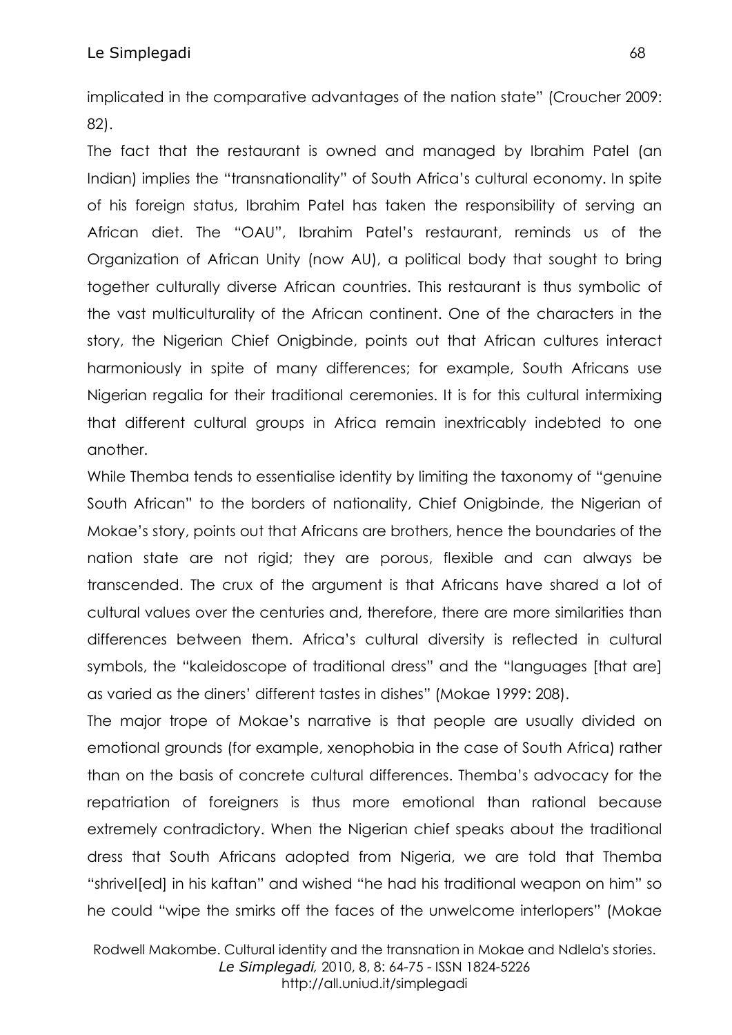implicated in the comparative advantages of the nation state" (Croucher 2009: 82).

The fact that the restaurant is owned and managed by Ibrahim Patel (an Indian) implies the "transnationality" of South Africa's cultural economy. In spite of his foreign status, Ibrahim Patel has taken the responsibility of serving an African diet. The "OAU", Ibrahim Patel's restaurant, reminds us of the Organization of African Unity (now AU), a political body that sought to bring together culturally diverse African countries. This restaurant is thus symbolic of the vast multiculturality of the African continent. One of the characters in the story, the Nigerian Chief Onigbinde, points out that African cultures interact harmoniously in spite of many differences; for example, South Africans use Nigerian regalia for their traditional ceremonies. It is for this cultural intermixing that different cultural groups in Africa remain inextricably indebted to one another.

While Themba tends to essentialise identity by limiting the taxonomy of "genuine South African" to the borders of nationality, Chief Onigbinde, the Nigerian of Mokae's story, points out that Africans are brothers, hence the boundaries of the nation state are not rigid; they are porous, flexible and can always be transcended. The crux of the argument is that Africans have shared a lot of cultural values over the centuries and, therefore, there are more similarities than differences between them. Africa's cultural diversity is reflected in cultural symbols, the "kaleidoscope of traditional dress" and the "languages [that are] as varied as the diners' different tastes in dishes" (Mokae 1999: 208).

The major trope of Mokae's narrative is that people are usually divided on emotional grounds (for example, xenophobia in the case of South Africa) rather than on the basis of concrete cultural differences. Themba's advocacy for the repatriation of foreigners is thus more emotional than rational because extremely contradictory. When the Nigerian chief speaks about the traditional dress that South Africans adopted from Nigeria, we are told that Themba "shrivel[ed] in his kaftan" and wished "he had his traditional weapon on him" so he could "wipe the smirks off the faces of the unwelcome interlopers" (Mokae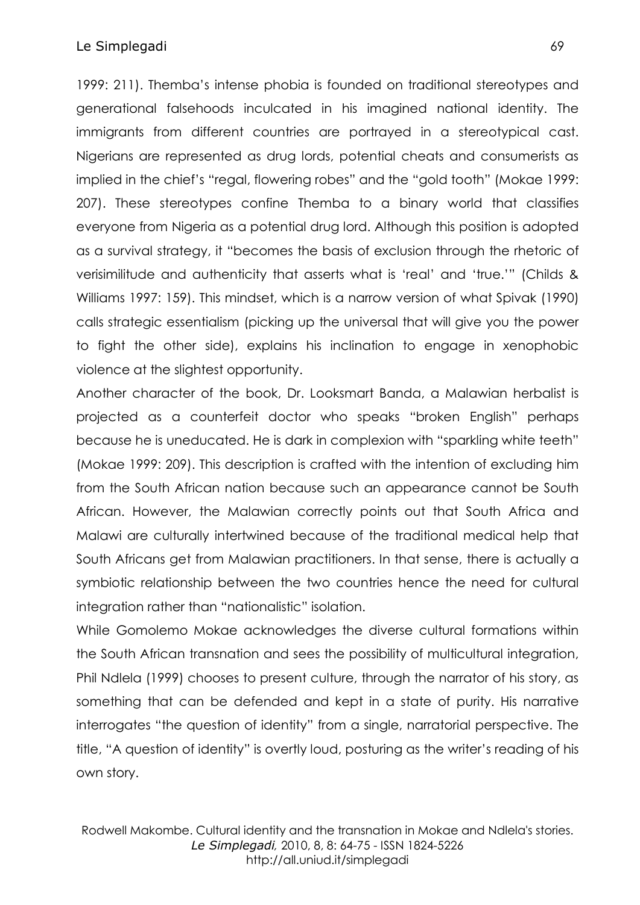1999: 211). Themba's intense phobia is founded on traditional stereotypes and generational falsehoods inculcated in his imagined national identity. The immigrants from different countries are portrayed in a stereotypical cast. Nigerians are represented as drug lords, potential cheats and consumerists as implied in the chief's "regal, flowering robes" and the "gold tooth" (Mokae 1999: 207). These stereotypes confine Themba to a binary world that classifies everyone from Nigeria as a potential drug lord. Although this position is adopted as a survival strategy, it "becomes the basis of exclusion through the rhetoric of verisimilitude and authenticity that asserts what is 'real' and 'true.'" (Childs & Williams 1997: 159). This mindset, which is a narrow version of what Spivak (1990) calls strategic essentialism (picking up the universal that will give you the power to fight the other side), explains his inclination to engage in xenophobic violence at the slightest opportunity.

Another character of the book, Dr. Looksmart Banda, a Malawian herbalist is projected as a counterfeit doctor who speaks "broken English" perhaps because he is uneducated. He is dark in complexion with "sparkling white teeth" (Mokae 1999: 209). This description is crafted with the intention of excluding him from the South African nation because such an appearance cannot be South African. However, the Malawian correctly points out that South Africa and Malawi are culturally intertwined because of the traditional medical help that South Africans get from Malawian practitioners. In that sense, there is actually a symbiotic relationship between the two countries hence the need for cultural integration rather than "nationalistic" isolation.

While Gomolemo Mokae acknowledges the diverse cultural formations within the South African transnation and sees the possibility of multicultural integration, Phil Ndlela (1999) chooses to present culture, through the narrator of his story, as something that can be defended and kept in a state of purity. His narrative interrogates "the question of identity" from a single, narratorial perspective. The title, "A question of identity" is overtly loud, posturing as the writer's reading of his own story.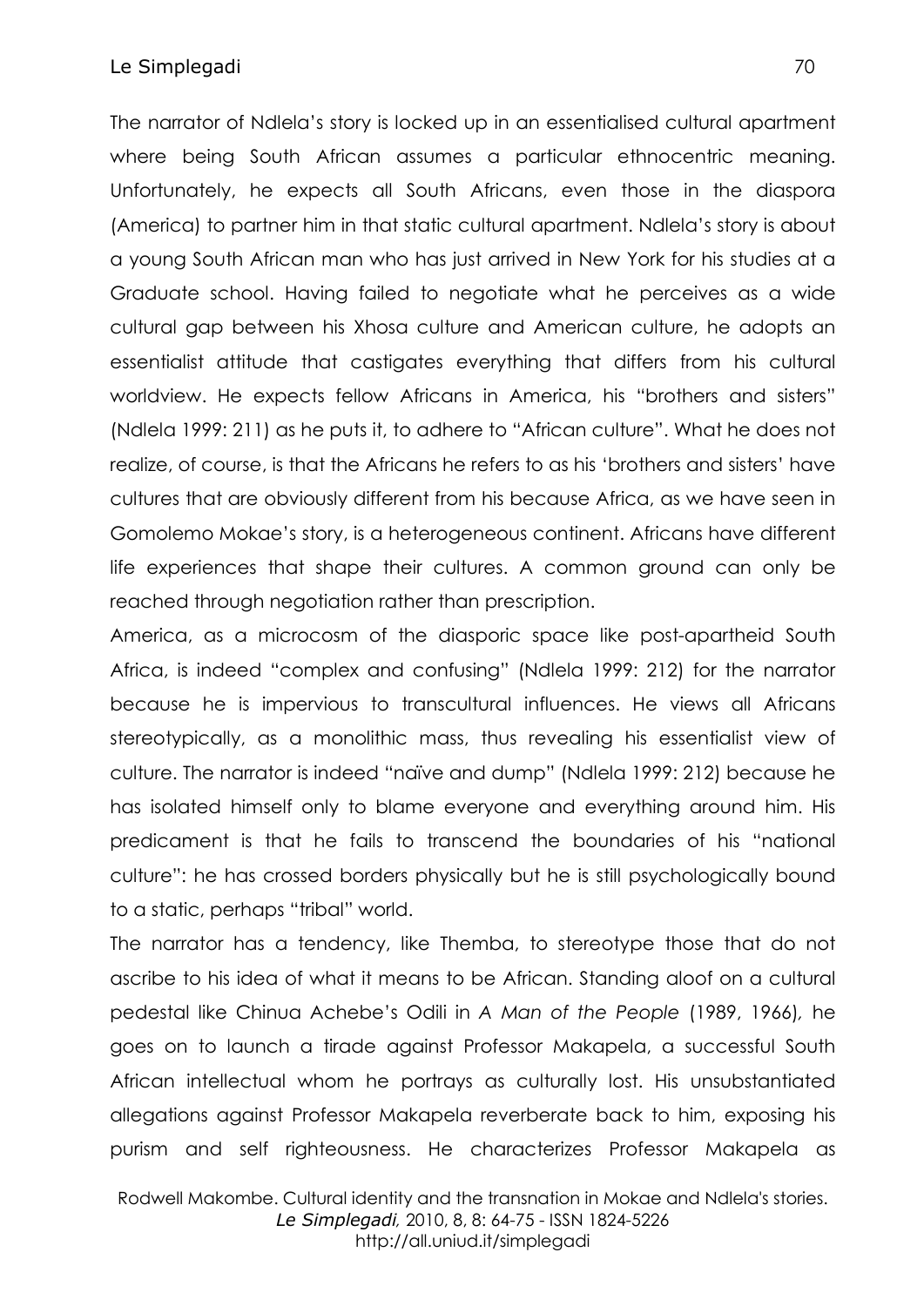The narrator of Ndlela's story is locked up in an essentialised cultural apartment where being South African assumes a particular ethnocentric meaning. Unfortunately, he expects all South Africans, even those in the diaspora (America) to partner him in that static cultural apartment. Ndlela's story is about a young South African man who has just arrived in New York for his studies at a Graduate school. Having failed to negotiate what he perceives as a wide cultural gap between his Xhosa culture and American culture, he adopts an essentialist attitude that castigates everything that differs from his cultural worldview. He expects fellow Africans in America, his "brothers and sisters" (Ndlela 1999: 211) as he puts it, to adhere to "African culture". What he does not realize, of course, is that the Africans he refers to as his 'brothers and sisters' have cultures that are obviously different from his because Africa, as we have seen in Gomolemo Mokae's story, is a heterogeneous continent. Africans have different life experiences that shape their cultures. A common ground can only be reached through negotiation rather than prescription.

America, as a microcosm of the diasporic space like post-apartheid South Africa, is indeed "complex and confusing" (Ndlela 1999: 212) for the narrator because he is impervious to transcultural influences. He views all Africans stereotypically, as a monolithic mass, thus revealing his essentialist view of culture. The narrator is indeed "naïve and dump" (Ndlela 1999: 212) because he has isolated himself only to blame everyone and everything around him. His predicament is that he fails to transcend the boundaries of his "national culture": he has crossed borders physically but he is still psychologically bound to a static, perhaps "tribal" world.

The narrator has a tendency, like Themba, to stereotype those that do not ascribe to his idea of what it means to be African. Standing aloof on a cultural pedestal like Chinua Achebe's Odili in *A Man of the People* (1989, 1966), he goes on to launch a tirade against Professor Makapela, a successful South African intellectual whom he portrays as culturally lost. His unsubstantiated allegations against Professor Makapela reverberate back to him, exposing his purism and self righteousness. He characterizes Professor Makapela as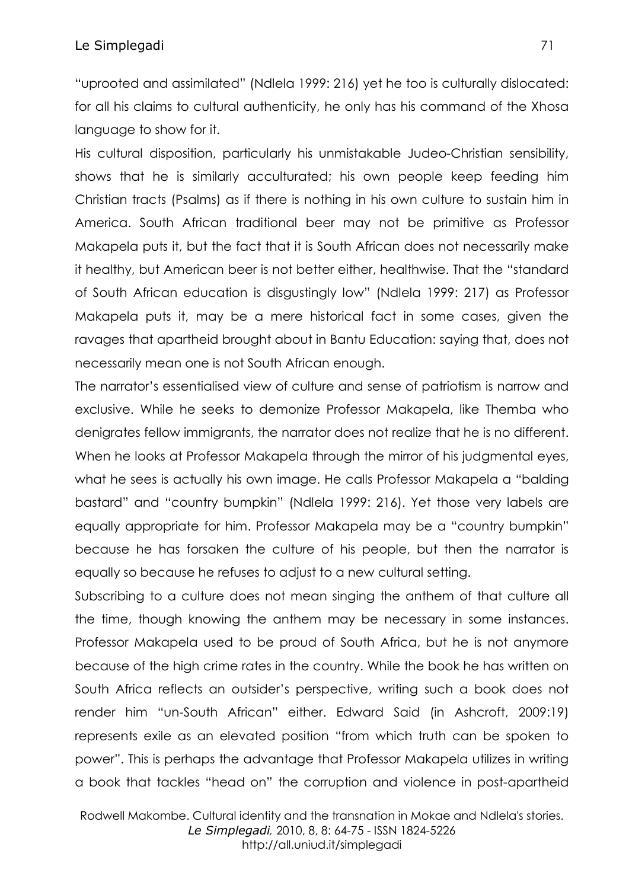"uprooted and assimilated" (Ndlela 1999: 216) yet he too is culturally dislocated: for all his claims to cultural authenticity, he only has his command of the Xhosa language to show for it.

His cultural disposition, particularly his unmistakable Judeo-Christian sensibility, shows that he is similarly acculturated; his own people keep feeding him Christian tracts (Psalms) as if there is nothing in his own culture to sustain him in America. South African traditional beer may not be primitive as Professor Makapela puts it, but the fact that it is South African does not necessarily make it healthy, but American beer is not better either, healthwise. That the "standard of South African education is disgustingly low" (Ndlela 1999: 217) as Professor Makapela puts it, may be a mere historical fact in some cases, given the ravages that apartheid brought about in Bantu Education: saying that, does not necessarily mean one is not South African enough.

The narrator's essentialised view of culture and sense of patriotism is narrow and exclusive. While he seeks to demonize Professor Makapela, like Themba who denigrates fellow immigrants, the narrator does not realize that he is no different. When he looks at Professor Makapela through the mirror of his judgmental eyes, what he sees is actually his own image. He calls Professor Makapela a "balding bastard" and "country bumpkin" (Ndlela 1999: 216). Yet those very labels are equally appropriate for him. Professor Makapela may be a "country bumpkin" because he has forsaken the culture of his people, but then the narrator is equally so because he refuses to adjust to a new cultural setting.

Subscribing to a culture does not mean singing the anthem of that culture all the time, though knowing the anthem may be necessary in some instances. Professor Makapela used to be proud of South Africa, but he is not anymore because of the high crime rates in the country. While the book he has written on South Africa reflects an outsider's perspective, writing such a book does not render him "un-South African" either. Edward Said (in Ashcroft, 2009:19) represents exile as an elevated position "from which truth can be spoken to power". This is perhaps the advantage that Professor Makapela utilizes in writing a book that tackles "head on" the corruption and violence in post-apartheid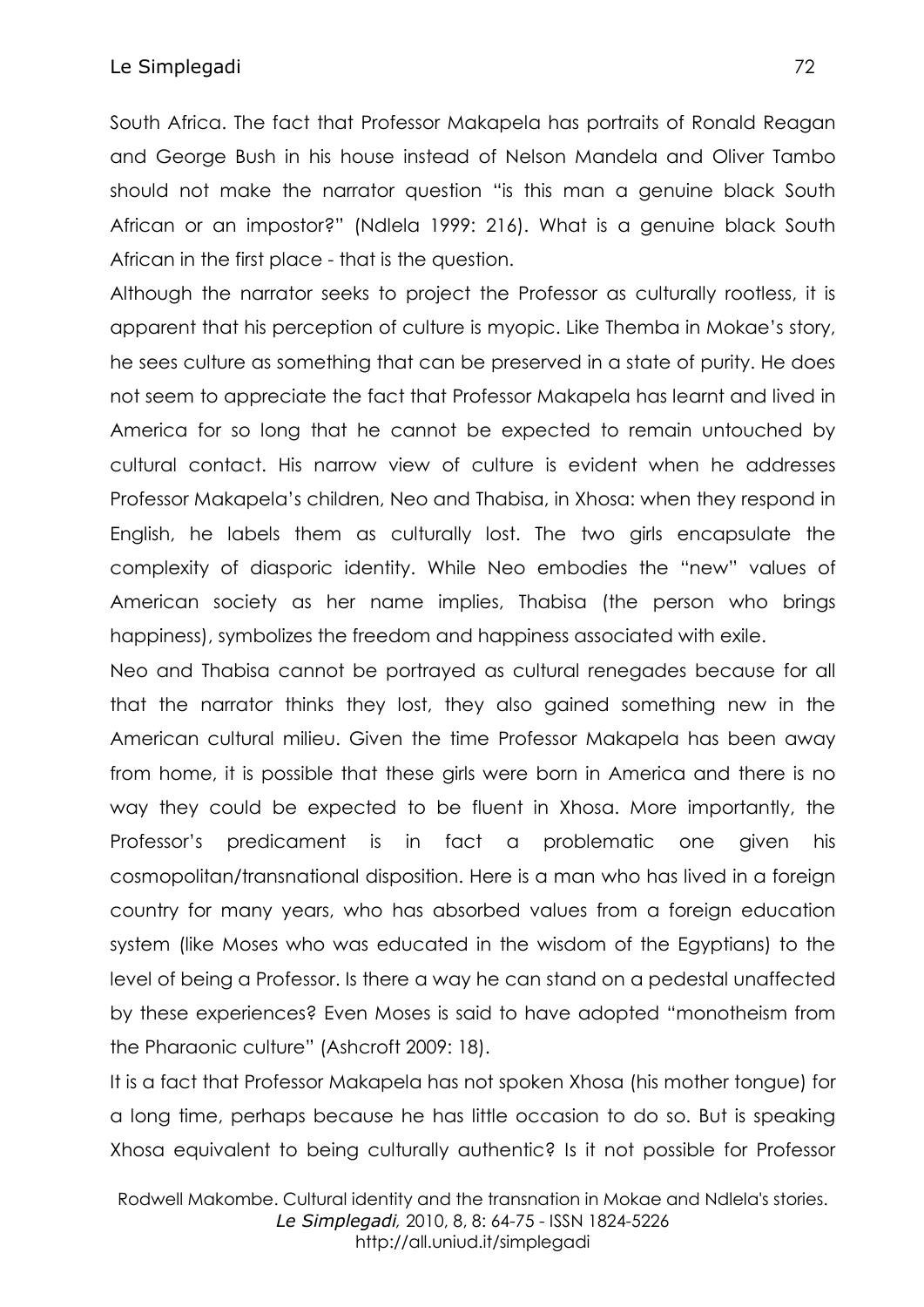South Africa. The fact that Professor Makapela has portraits of Ronald Reagan and George Bush in his house instead of Nelson Mandela and Oliver Tambo should not make the narrator question "is this man a genuine black South African or an impostor?" (Ndlela 1999: 216). What is a genuine black South African in the first place - that is the question.

Although the narrator seeks to project the Professor as culturally rootless, it is apparent that his perception of culture is myopic. Like Themba in Mokae's story, he sees culture as something that can be preserved in a state of purity. He does not seem to appreciate the fact that Professor Makapela has learnt and lived in America for so long that he cannot be expected to remain untouched by cultural contact. His narrow view of culture is evident when he addresses Professor Makapela's children, Neo and Thabisa, in Xhosa: when they respond in English, he labels them as culturally lost. The two girls encapsulate the complexity of diasporic identity. While Neo embodies the "new" values of American society as her name implies, Thabisa (the person who brings happiness), symbolizes the freedom and happiness associated with exile.

Neo and Thabisa cannot be portrayed as cultural renegades because for all that the narrator thinks they lost, they also gained something new in the American cultural milieu. Given the time Professor Makapela has been away from home, it is possible that these girls were born in America and there is no way they could be expected to be fluent in Xhosa. More importantly, the Professor's predicament is in fact a problematic one given his cosmopolitan/transnational disposition. Here is a man who has lived in a foreign country for many years, who has absorbed values from a foreign education system (like Moses who was educated in the wisdom of the Egyptians) to the level of being a Professor. Is there a way he can stand on a pedestal unaffected by these experiences? Even Moses is said to have adopted "monotheism from the Pharaonic culture" (Ashcroft 2009: 18).

It is a fact that Professor Makapela has not spoken Xhosa (his mother tongue) for a long time, perhaps because he has little occasion to do so. But is speaking Xhosa equivalent to being culturally authentic? Is it not possible for Professor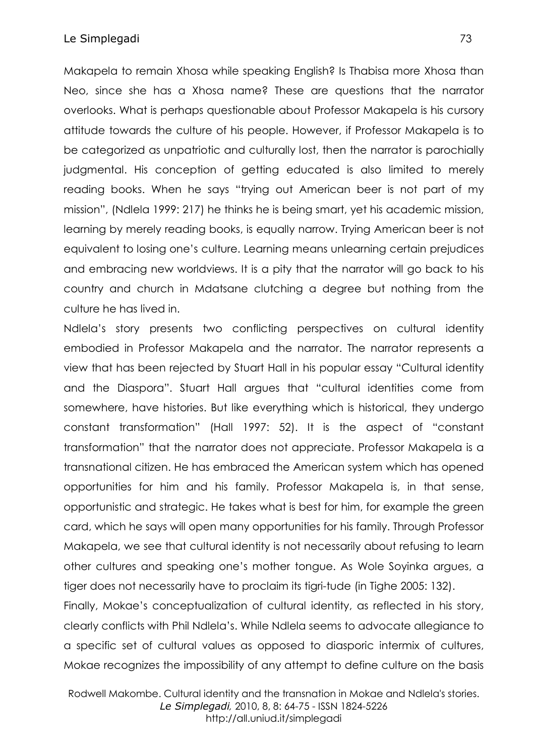Makapela to remain Xhosa while speaking English? Is Thabisa more Xhosa than Neo, since she has a Xhosa name? These are questions that the narrator overlooks. What is perhaps questionable about Professor Makapela is his cursory attitude towards the culture of his people. However, if Professor Makapela is to be categorized as unpatriotic and culturally lost, then the narrator is parochially judgmental. His conception of getting educated is also limited to merely reading books. When he says "trying out American beer is not part of my mission", (Ndlela 1999: 217) he thinks he is being smart, yet his academic mission, learning by merely reading books, is equally narrow. Trying American beer is not equivalent to losing one's culture. Learning means unlearning certain prejudices and embracing new worldviews. It is a pity that the narrator will go back to his country and church in Mdatsane clutching a degree but nothing from the culture he has lived in.

Ndlela's story presents two conflicting perspectives on cultural identity embodied in Professor Makapela and the narrator. The narrator represents a view that has been rejected by Stuart Hall in his popular essay "Cultural identity and the Diaspora". Stuart Hall argues that "cultural identities come from somewhere, have histories. But like everything which is historical, they undergo constant transformation" (Hall 1997: 52). It is the aspect of "constant transformation" that the narrator does not appreciate. Professor Makapela is a transnational citizen. He has embraced the American system which has opened opportunities for him and his family. Professor Makapela is, in that sense, opportunistic and strategic. He takes what is best for him, for example the green card, which he says will open many opportunities for his family. Through Professor Makapela, we see that cultural identity is not necessarily about refusing to learn other cultures and speaking one's mother tongue. As Wole Soyinka argues, a tiger does not necessarily have to proclaim its tigri-tude (in Tighe 2005: 132).

Finally, Mokae's conceptualization of cultural identity, as reflected in his story, clearly conflicts with Phil Ndlela's. While Ndlela seems to advocate allegiance to a specific set of cultural values as opposed to diasporic intermix of cultures, Mokae recognizes the impossibility of any attempt to define culture on the basis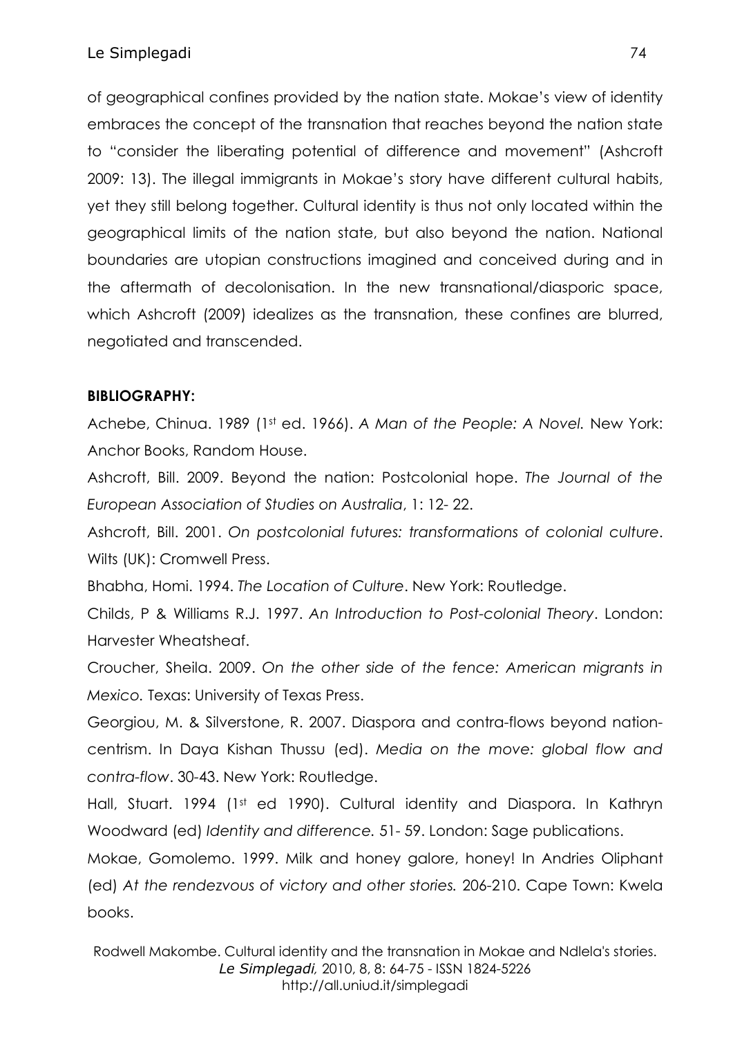of geographical confines provided by the nation state. Mokae's view of identity embraces the concept of the transnation that reaches beyond the nation state to "consider the liberating potential of difference and movement" (Ashcroft 2009: 13). The illegal immigrants in Mokae's story have different cultural habits, yet they still belong together. Cultural identity is thus not only located within the geographical limits of the nation state, but also beyond the nation. National boundaries are utopian constructions imagined and conceived during and in the aftermath of decolonisation. In the new transnational/diasporic space, which Ashcroft (2009) idealizes as the transnation, these confines are blurred, negotiated and transcended.

**BIBLIOGRAPHY:**

Achebe, Chinua. 1989 (1st ed. 1966). *A Man of the People: A Novel.* New York: Anchor Books, Random House.

Ashcroft, Bill. 2009. Beyond the nation: Postcolonial hope. *The Journal of the European Association of Studies on Australia*, 1: 12- 22.

Ashcroft, Bill. 2001. *On postcolonial futures: transformations of colonial culture*. Wilts (UK): Cromwell Press.

Bhabha, Homi. 1994. *The Location of Culture*. New York: Routledge.

Childs, P & Williams R.J. 1997. *An Introduction to Post-colonial Theory*. London: Harvester Wheatsheaf.

Croucher, Sheila. 2009. *On the other side of the fence: American migrants in Mexico.* Texas: University of Texas Press.

Georgiou, M. & Silverstone, R. 2007. Diaspora and contra-flows beyond nation-centrism. In Daya Kishan Thussu (ed). *Media on the move: global flow and contra-flow*. 30-43. New York: Routledge.

Hall, Stuart. 1994 (1st ed 1990). Cultural identity and Diaspora. In Kathryn Woodward (ed) *Identity and difference.* 51- 59. London: Sage publications.

Mokae, Gomolemo. 1999. Milk and honey galore, honey! In Andries Oliphant (ed) *At the rendezvous of victory and other stories.* 206-210. Cape Town: Kwela books.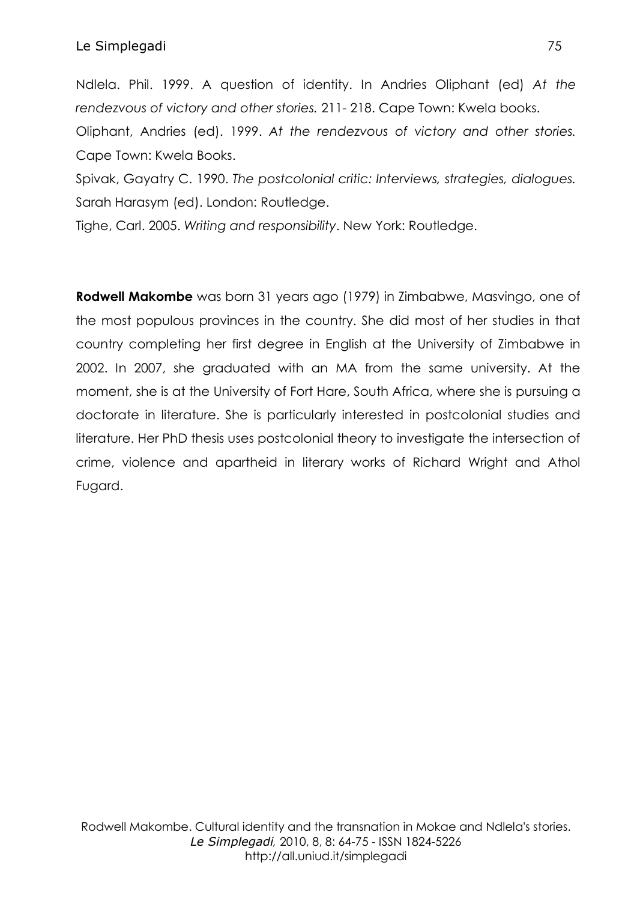Ndlela. Phil. 1999. A question of identity. In Andries Oliphant (ed) *At the rendezvous of victory and other stories.* 211- 218. Cape Town: Kwela books.

Oliphant, Andries (ed). 1999. *At the rendezvous of victory and other stories.* Cape Town: Kwela Books.

Spivak, Gayatry C. 1990. *The postcolonial critic: Interviews, strategies, dialogues.* Sarah Harasym (ed). London: Routledge.

Tighe, Carl. 2005. *Writing and responsibility*. New York: Routledge.

**Rodwell Makombe** was born 31 years ago (1979) in Zimbabwe, Masvingo, one of the most populous provinces in the country. She did most of her studies in that country completing her first degree in English at the University of Zimbabwe in 2002. In 2007, she graduated with an MA from the same university. At the moment, she is at the University of Fort Hare, South Africa, where she is pursuing a doctorate in literature. She is particularly interested in postcolonial studies and literature. Her PhD thesis uses postcolonial theory to investigate the intersection of crime, violence and apartheid in literary works of Richard Wright and Athol Fugard.